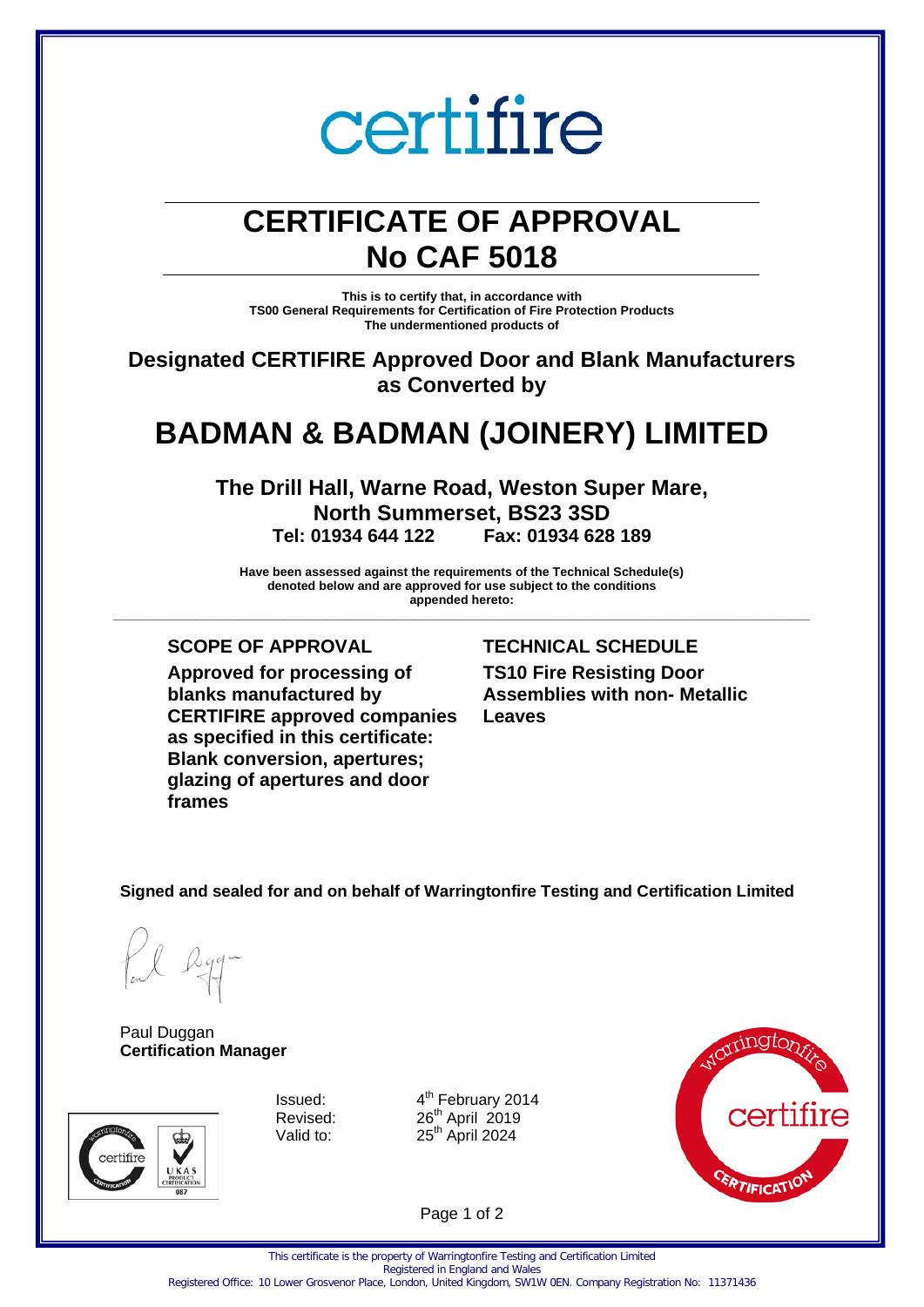certifire

# CERTIFICATE OF APPROVAL
# No CAF 5018

**This is to certify that, in accordance with**
**TS00 General Requirements for Certification of Fire Protection Products**
**The undermentioned products of**

## Designated CERTIFIRE Approved Door and Blank Manufacturers as Converted by

# BADMAN & BADMAN (JOINERY) LIMITED

**The Drill Hall, Warne Road, Weston Super Mare,**
**North Summerset, BS23 3SD**
**Tel: 01934 644 122 Fax: 01934 628 189**

**Have been assessed against the requirements of the Technical Schedule(s) denoted below and are approved for use subject to the conditions appended hereto:**

---

### SCOPE OF APPROVAL

**Approved for processing of blanks manufactured by CERTIFIRE approved companies as specified in this certificate: Blank conversion, apertures; glazing of apertures and door frames**

### TECHNICAL SCHEDULE

**TS10 Fire Resisting Door Assemblies with non- Metallic Leaves**

**Signed and sealed for and on behalf of Warringtonfire Testing and Certification Limited**

Paul Duggan
**Certification Manager**

| | |
|---|---|
| Issued: | 4th February 2014 |
| Revised: | 26th April 2019 |
| Valid to: | 25th April 2024 |

This certificate is the property of Warringtonfire Testing and Certification Limited
Registered in England and Wales
Registered Office: 10 Lower Grosvenor Place, London, United Kingdom, SW1W 0EN. Company Registration No: 11371436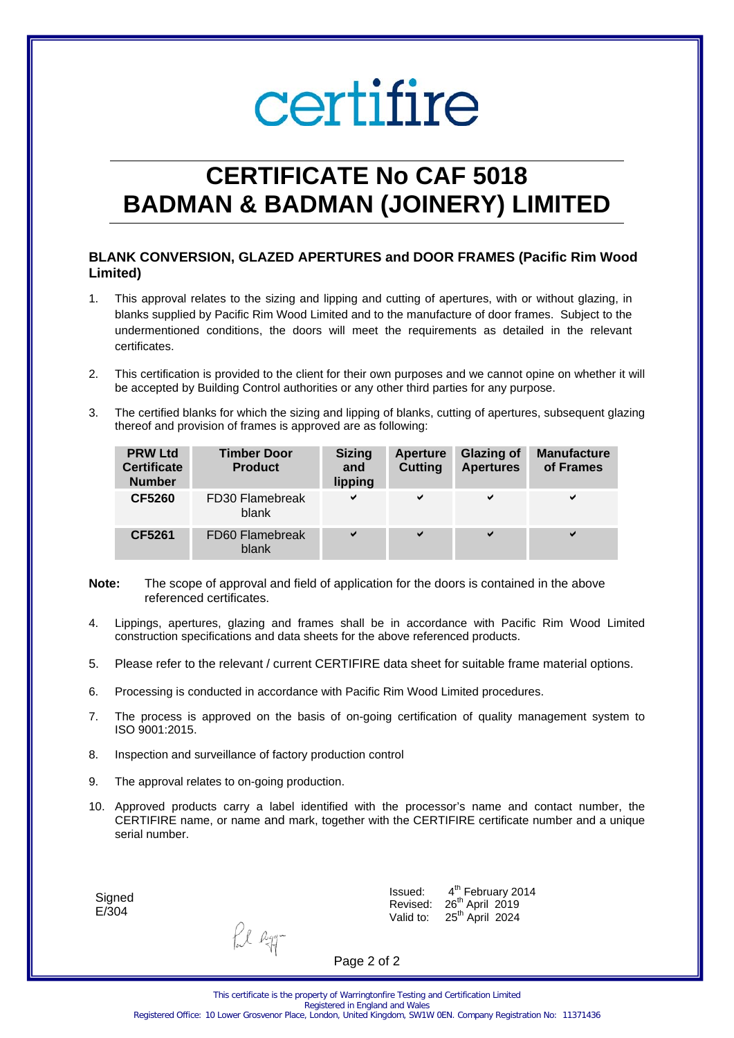# certifire

# CERTIFICATE No CAF 5018
# BADMAN & BADMAN (JOINERY) LIMITED

### BLANK CONVERSION, GLAZED APERTURES and DOOR FRAMES (Pacific Rim Wood Limited)

1. This approval relates to the sizing and lipping and cutting of apertures, with or without glazing, in blanks supplied by Pacific Rim Wood Limited and to the manufacture of door frames. Subject to the undermentioned conditions, the doors will meet the requirements as detailed in the relevant certificates.

2. This certification is provided to the client for their own purposes and we cannot opine on whether it will be accepted by Building Control authorities or any other third parties for any purpose.

3. The certified blanks for which the sizing and lipping of blanks, cutting of apertures, subsequent glazing thereof and provision of frames is approved are as following:

| PRW Ltd Certificate Number | Timber Door Product | Sizing and lipping | Aperture Cutting | Glazing of Apertures | Manufacture of Frames |
|---|---|---|---|---|---|
| **CF5260** | FD30 Flamebreak blank | ✔ | ✔ | ✔ | ✔ |
| **CF5261** | FD60 Flamebreak blank | ✔ | ✔ | ✔ | ✔ |

**Note:** The scope of approval and field of application for the doors is contained in the above referenced certificates.

4. Lippings, apertures, glazing and frames shall be in accordance with Pacific Rim Wood Limited construction specifications and data sheets for the above referenced products.

5. Please refer to the relevant / current CERTIFIRE data sheet for suitable frame material options.

6. Processing is conducted in accordance with Pacific Rim Wood Limited procedures.

7. The process is approved on the basis of on-going certification of quality management system to ISO 9001:2015.

8. Inspection and surveillance of factory production control

9. The approval relates to on-going production.

10. Approved products carry a label identified with the processor's name and contact number, the CERTIFIRE name, or name and mark, together with the CERTIFIRE certificate number and a unique serial number.

Signed
E/304

Issued: 4th February 2014
Revised: 26th April 2019
Valid to: 25th April 2024

This certificate is the property of Warringtonfire Testing and Certification Limited
Registered in England and Wales
Registered Office: 10 Lower Grosvenor Place, London, United Kingdom, SW1W 0EN. Company Registration No: 11371436